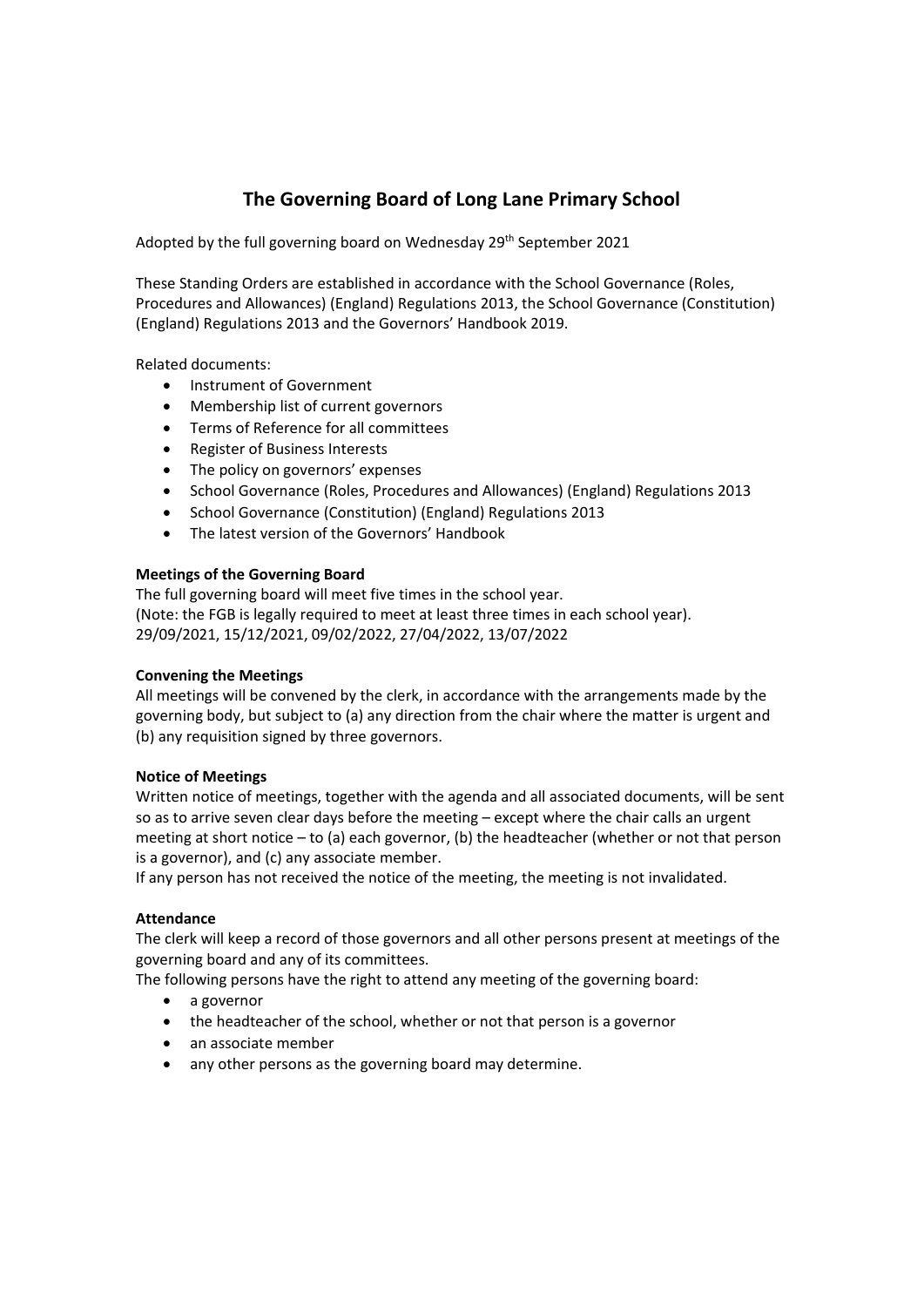# The Governing Board of Long Lane Primary School

Adopted by the full governing board on Wednesday 29th September 2021

These Standing Orders are established in accordance with the School Governance (Roles, Procedures and Allowances) (England) Regulations 2013, the School Governance (Constitution) (England) Regulations 2013 and the Governors' Handbook 2019.

Related documents:

- Instrument of Government
- Membership list of current governors
- Terms of Reference for all committees
- Register of Business Interests
- The policy on governors' expenses
- School Governance (Roles, Procedures and Allowances) (England) Regulations 2013
- School Governance (Constitution) (England) Regulations 2013
- The latest version of the Governors' Handbook

**Meetings of the Governing Board**

The full governing board will meet five times in the school year.
(Note: the FGB is legally required to meet at least three times in each school year).
29/09/2021, 15/12/2021, 09/02/2022, 27/04/2022, 13/07/2022

**Convening the Meetings**

All meetings will be convened by the clerk, in accordance with the arrangements made by the governing body, but subject to (a) any direction from the chair where the matter is urgent and (b) any requisition signed by three governors.

**Notice of Meetings**

Written notice of meetings, together with the agenda and all associated documents, will be sent so as to arrive seven clear days before the meeting – except where the chair calls an urgent meeting at short notice – to (a) each governor, (b) the headteacher (whether or not that person is a governor), and (c) any associate member.

If any person has not received the notice of the meeting, the meeting is not invalidated.

**Attendance**

The clerk will keep a record of those governors and all other persons present at meetings of the governing board and any of its committees.

The following persons have the right to attend any meeting of the governing board:

- a governor
- the headteacher of the school, whether or not that person is a governor
- an associate member
- any other persons as the governing board may determine.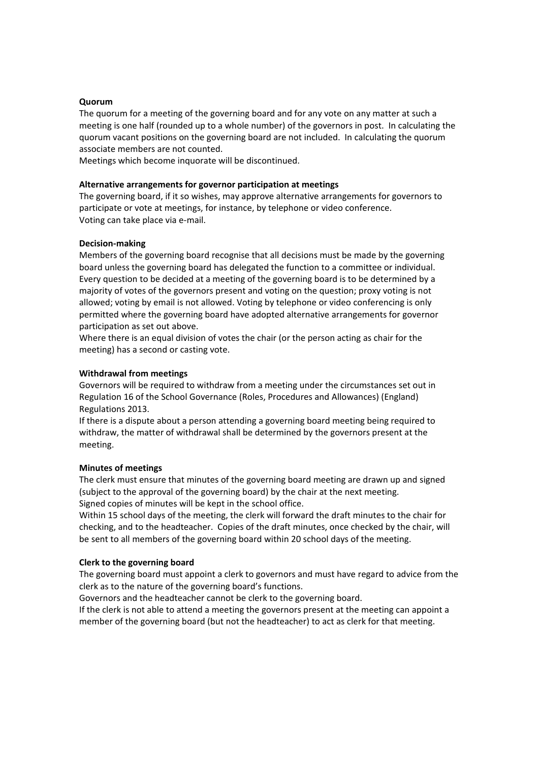**Quorum**

The quorum for a meeting of the governing board and for any vote on any matter at such a meeting is one half (rounded up to a whole number) of the governors in post. In calculating the quorum vacant positions on the governing board are not included. In calculating the quorum associate members are not counted.

Meetings which become inquorate will be discontinued.

**Alternative arrangements for governor participation at meetings**

The governing board, if it so wishes, may approve alternative arrangements for governors to participate or vote at meetings, for instance, by telephone or video conference.

Voting can take place via e-mail.

**Decision-making**

Members of the governing board recognise that all decisions must be made by the governing board unless the governing board has delegated the function to a committee or individual. Every question to be decided at a meeting of the governing board is to be determined by a majority of votes of the governors present and voting on the question; proxy voting is not allowed; voting by email is not allowed. Voting by telephone or video conferencing is only permitted where the governing board have adopted alternative arrangements for governor participation as set out above.

Where there is an equal division of votes the chair (or the person acting as chair for the meeting) has a second or casting vote.

**Withdrawal from meetings**

Governors will be required to withdraw from a meeting under the circumstances set out in Regulation 16 of the School Governance (Roles, Procedures and Allowances) (England) Regulations 2013.

If there is a dispute about a person attending a governing board meeting being required to withdraw, the matter of withdrawal shall be determined by the governors present at the meeting.

**Minutes of meetings**

The clerk must ensure that minutes of the governing board meeting are drawn up and signed (subject to the approval of the governing board) by the chair at the next meeting.

Signed copies of minutes will be kept in the school office.

Within 15 school days of the meeting, the clerk will forward the draft minutes to the chair for checking, and to the headteacher. Copies of the draft minutes, once checked by the chair, will be sent to all members of the governing board within 20 school days of the meeting.

**Clerk to the governing board**

The governing board must appoint a clerk to governors and must have regard to advice from the clerk as to the nature of the governing board's functions.

Governors and the headteacher cannot be clerk to the governing board.

If the clerk is not able to attend a meeting the governors present at the meeting can appoint a member of the governing board (but not the headteacher) to act as clerk for that meeting.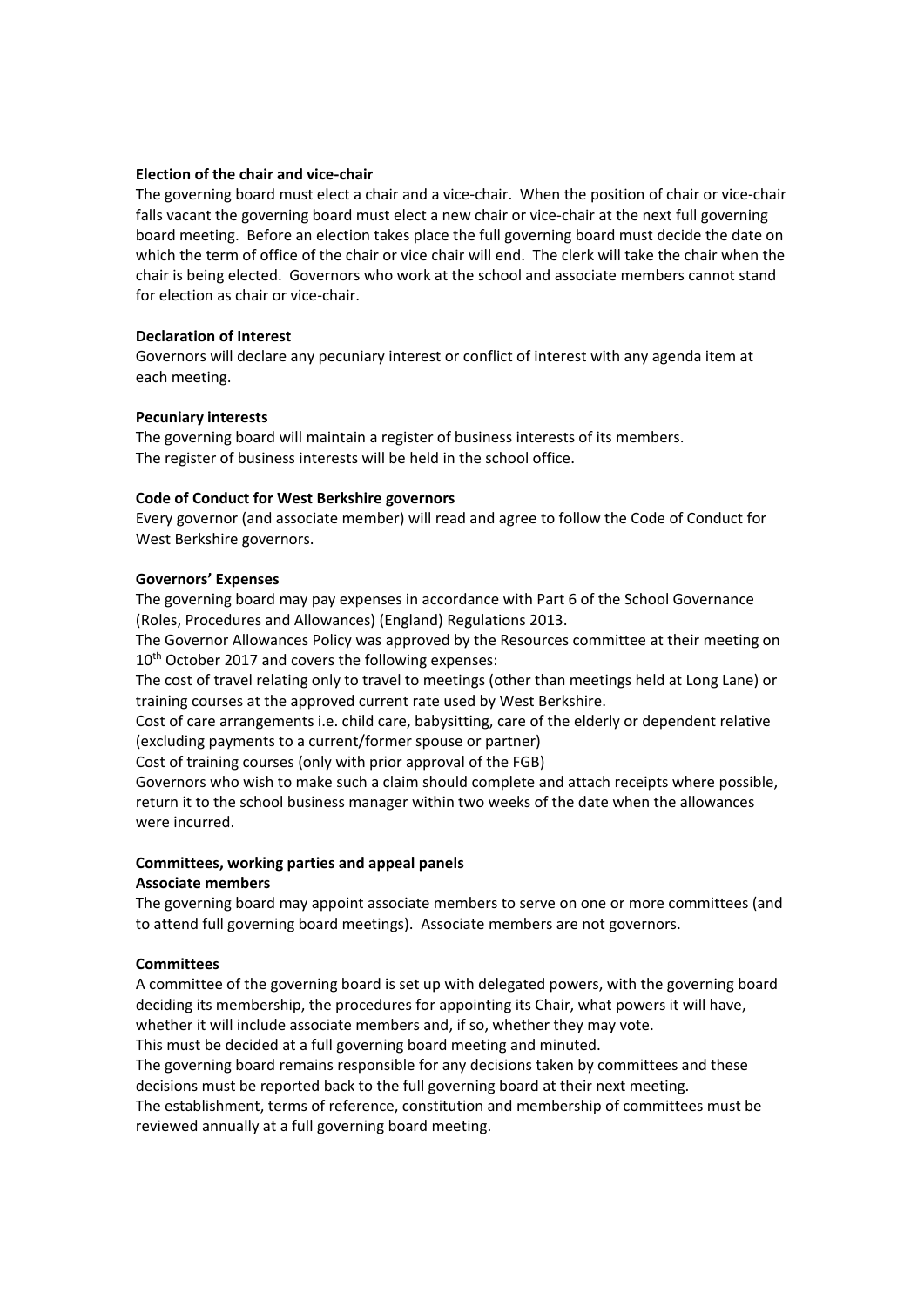**Election of the chair and vice-chair**

The governing board must elect a chair and a vice-chair. When the position of chair or vice-chair falls vacant the governing board must elect a new chair or vice-chair at the next full governing board meeting. Before an election takes place the full governing board must decide the date on which the term of office of the chair or vice chair will end. The clerk will take the chair when the chair is being elected. Governors who work at the school and associate members cannot stand for election as chair or vice-chair.

**Declaration of Interest**

Governors will declare any pecuniary interest or conflict of interest with any agenda item at each meeting.

**Pecuniary interests**

The governing board will maintain a register of business interests of its members.
The register of business interests will be held in the school office.

**Code of Conduct for West Berkshire governors**

Every governor (and associate member) will read and agree to follow the Code of Conduct for West Berkshire governors.

**Governors' Expenses**

The governing board may pay expenses in accordance with Part 6 of the School Governance (Roles, Procedures and Allowances) (England) Regulations 2013.
The Governor Allowances Policy was approved by the Resources committee at their meeting on 10th October 2017 and covers the following expenses:
The cost of travel relating only to travel to meetings (other than meetings held at Long Lane) or training courses at the approved current rate used by West Berkshire.
Cost of care arrangements i.e. child care, babysitting, care of the elderly or dependent relative (excluding payments to a current/former spouse or partner)
Cost of training courses (only with prior approval of the FGB)
Governors who wish to make such a claim should complete and attach receipts where possible, return it to the school business manager within two weeks of the date when the allowances were incurred.

**Committees, working parties and appeal panels**

**Associate members**

The governing board may appoint associate members to serve on one or more committees (and to attend full governing board meetings). Associate members are not governors.

**Committees**

A committee of the governing board is set up with delegated powers, with the governing board deciding its membership, the procedures for appointing its Chair, what powers it will have, whether it will include associate members and, if so, whether they may vote.
This must be decided at a full governing board meeting and minuted.
The governing board remains responsible for any decisions taken by committees and these decisions must be reported back to the full governing board at their next meeting.
The establishment, terms of reference, constitution and membership of committees must be reviewed annually at a full governing board meeting.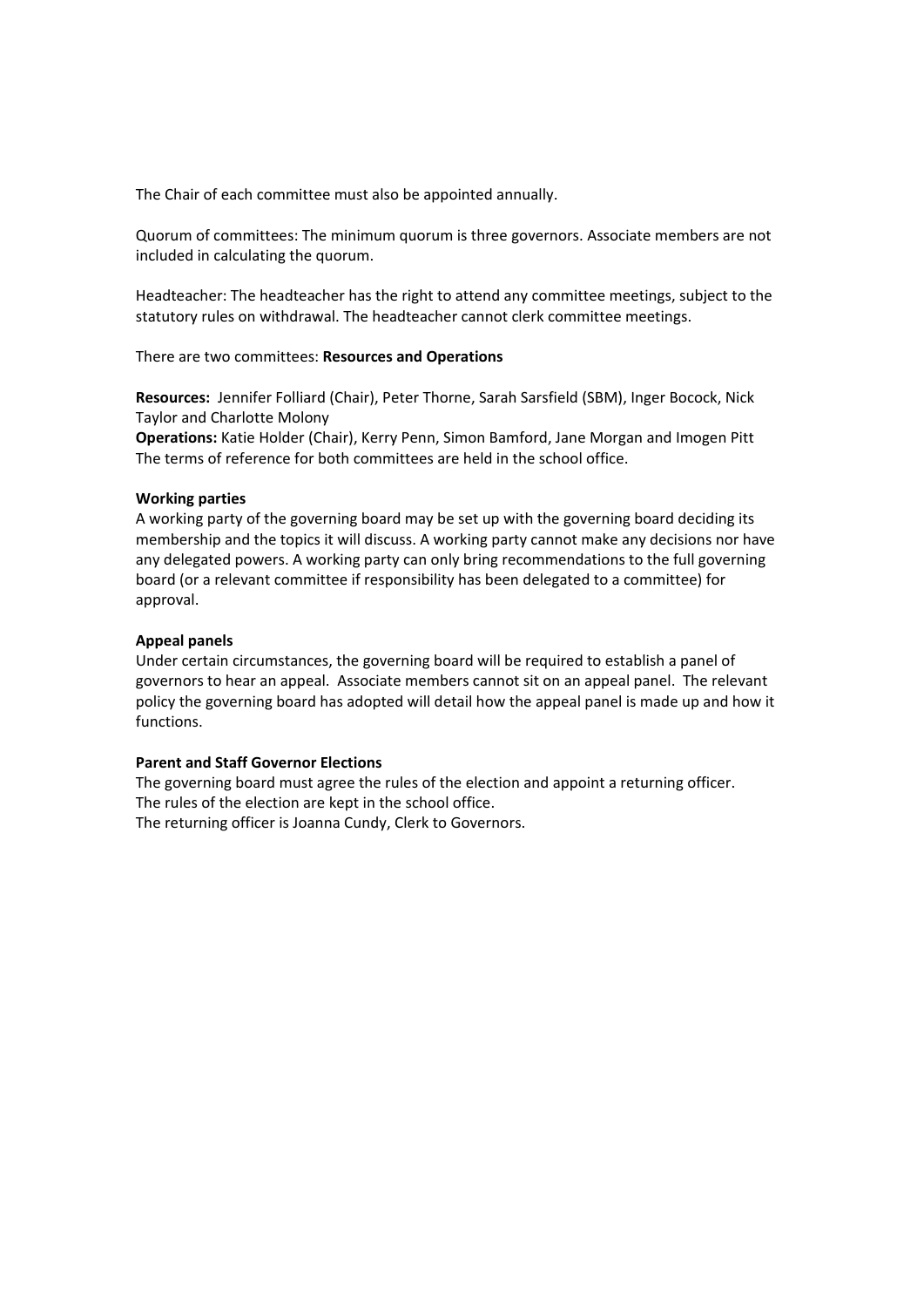The Chair of each committee must also be appointed annually.

Quorum of committees: The minimum quorum is three governors. Associate members are not included in calculating the quorum.

Headteacher: The headteacher has the right to attend any committee meetings, subject to the statutory rules on withdrawal. The headteacher cannot clerk committee meetings.

There are two committees: **Resources and Operations**

**Resources:** Jennifer Folliard (Chair), Peter Thorne, Sarah Sarsfield (SBM), Inger Bocock, Nick Taylor and Charlotte Molony
**Operations:** Katie Holder (Chair), Kerry Penn, Simon Bamford, Jane Morgan and Imogen Pitt
The terms of reference for both committees are held in the school office.

**Working parties**
A working party of the governing board may be set up with the governing board deciding its membership and the topics it will discuss. A working party cannot make any decisions nor have any delegated powers. A working party can only bring recommendations to the full governing board (or a relevant committee if responsibility has been delegated to a committee) for approval.

**Appeal panels**
Under certain circumstances, the governing board will be required to establish a panel of governors to hear an appeal. Associate members cannot sit on an appeal panel. The relevant policy the governing board has adopted will detail how the appeal panel is made up and how it functions.

**Parent and Staff Governor Elections**
The governing board must agree the rules of the election and appoint a returning officer.
The rules of the election are kept in the school office.
The returning officer is Joanna Cundy, Clerk to Governors.